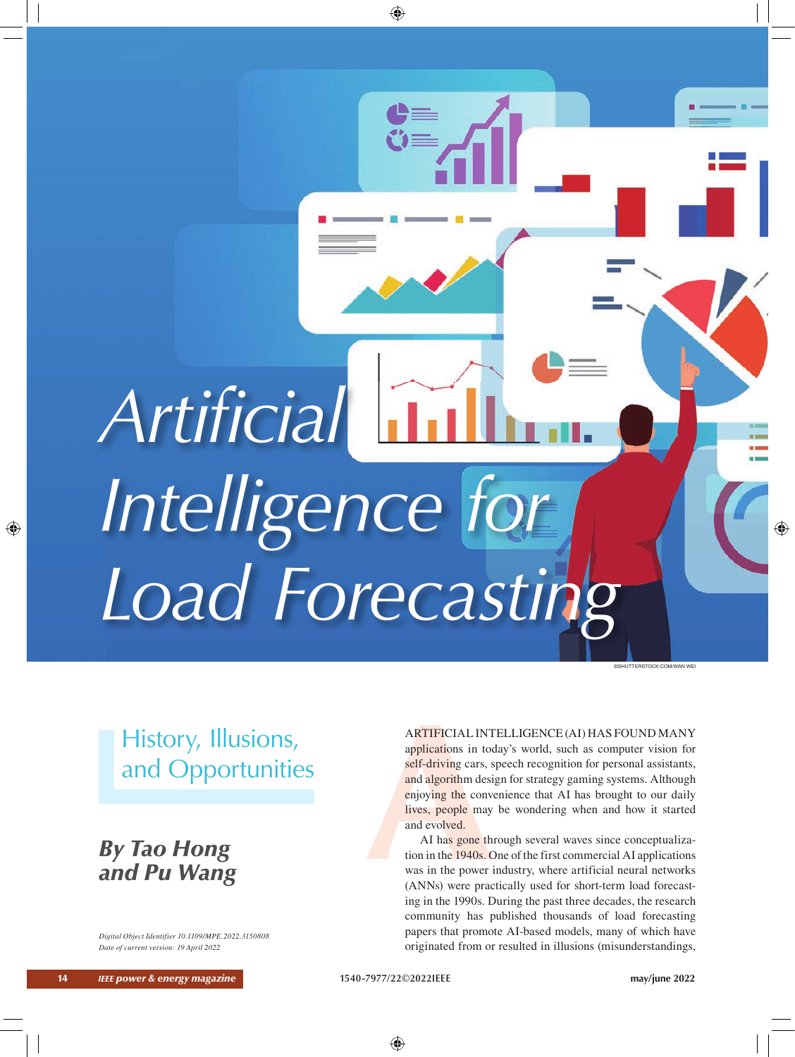# Artificial Intelligence for Load Forecasting

©SHUTTERSTOCK.COM/WAN WEI

## History, Illusions, and Opportunities

***By Tao Hong and Pu Wang***

*Digital Object Identifier 10.1109/MPE.2022.3150808*
*Date of current version: 19 April 2022*

ARTIFICIAL INTELLIGENCE (AI) HAS FOUND MANY applications in today's world, such as computer vision for self-driving cars, speech recognition for personal assistants, and algorithm design for strategy gaming systems. Although enjoying the convenience that AI has brought to our daily lives, people may be wondering when and how it started and evolved.

AI has gone through several waves since conceptualization in the 1940s. One of the first commercial AI applications was in the power industry, where artificial neural networks (ANNs) were practically used for short-term load forecasting in the 1990s. During the past three decades, the research community has published thousands of load forecasting papers that promote AI-based models, many of which have originated from or resulted in illusions (misunderstandings,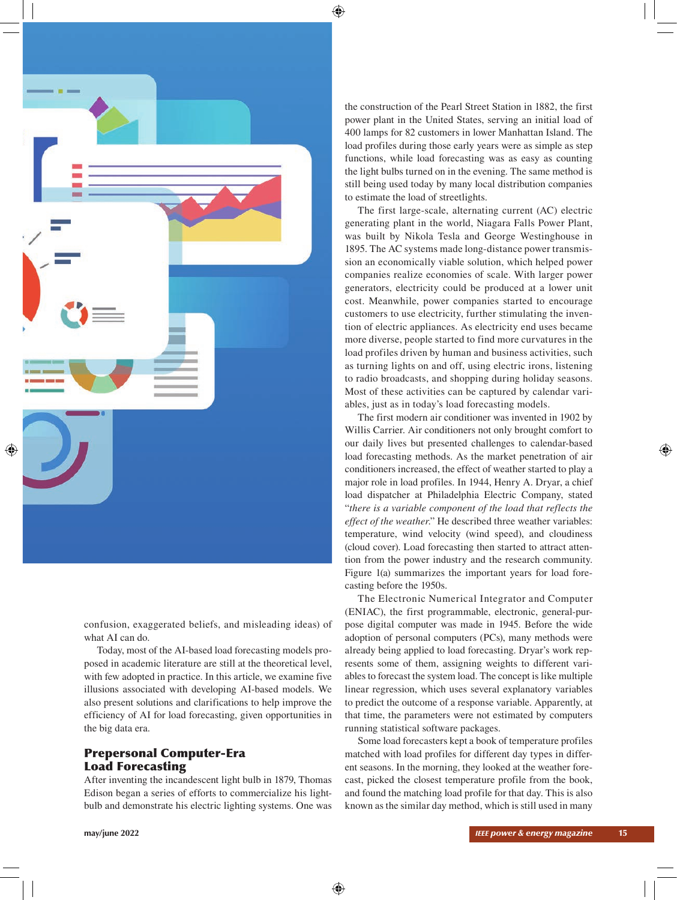confusion, exaggerated beliefs, and misleading ideas) of what AI can do.

Today, most of the AI-based load forecasting models proposed in academic literature are still at the theoretical level, with few adopted in practice. In this article, we examine five illusions associated with developing AI-based models. We also present solutions and clarifications to help improve the efficiency of AI for load forecasting, given opportunities in the big data era.

## Prepersonal Computer-Era Load Forecasting

After inventing the incandescent light bulb in 1879, Thomas Edison began a series of efforts to commercialize his lightbulb and demonstrate his electric lighting systems. One was the construction of the Pearl Street Station in 1882, the first power plant in the United States, serving an initial load of 400 lamps for 82 customers in lower Manhattan Island. The load profiles during those early years were as simple as step functions, while load forecasting was as easy as counting the light bulbs turned on in the evening. The same method is still being used today by many local distribution companies to estimate the load of streetlights.

The first large-scale, alternating current (AC) electric generating plant in the world, Niagara Falls Power Plant, was built by Nikola Tesla and George Westinghouse in 1895. The AC systems made long-distance power transmission an economically viable solution, which helped power companies realize economies of scale. With larger power generators, electricity could be produced at a lower unit cost. Meanwhile, power companies started to encourage customers to use electricity, further stimulating the invention of electric appliances. As electricity end uses became more diverse, people started to find more curvatures in the load profiles driven by human and business activities, such as turning lights on and off, using electric irons, listening to radio broadcasts, and shopping during holiday seasons. Most of these activities can be captured by calendar variables, just as in today's load forecasting models.

The first modern air conditioner was invented in 1902 by Willis Carrier. Air conditioners not only brought comfort to our daily lives but presented challenges to calendar-based load forecasting methods. As the market penetration of air conditioners increased, the effect of weather started to play a major role in load profiles. In 1944, Henry A. Dryar, a chief load dispatcher at Philadelphia Electric Company, stated "*there is a variable component of the load that reflects the effect of the weather.*" He described three weather variables: temperature, wind velocity (wind speed), and cloudiness (cloud cover). Load forecasting then started to attract attention from the power industry and the research community. Figure 1(a) summarizes the important years for load forecasting before the 1950s.

The Electronic Numerical Integrator and Computer (ENIAC), the first programmable, electronic, general-purpose digital computer was made in 1945. Before the wide adoption of personal computers (PCs), many methods were already being applied to load forecasting. Dryar's work represents some of them, assigning weights to different variables to forecast the system load. The concept is like multiple linear regression, which uses several explanatory variables to predict the outcome of a response variable. Apparently, at that time, the parameters were not estimated by computers running statistical software packages.

Some load forecasters kept a book of temperature profiles matched with load profiles for different day types in different seasons. In the morning, they looked at the weather forecast, picked the closest temperature profile from the book, and found the matching load profile for that day. This is also known as the similar day method, which is still used in many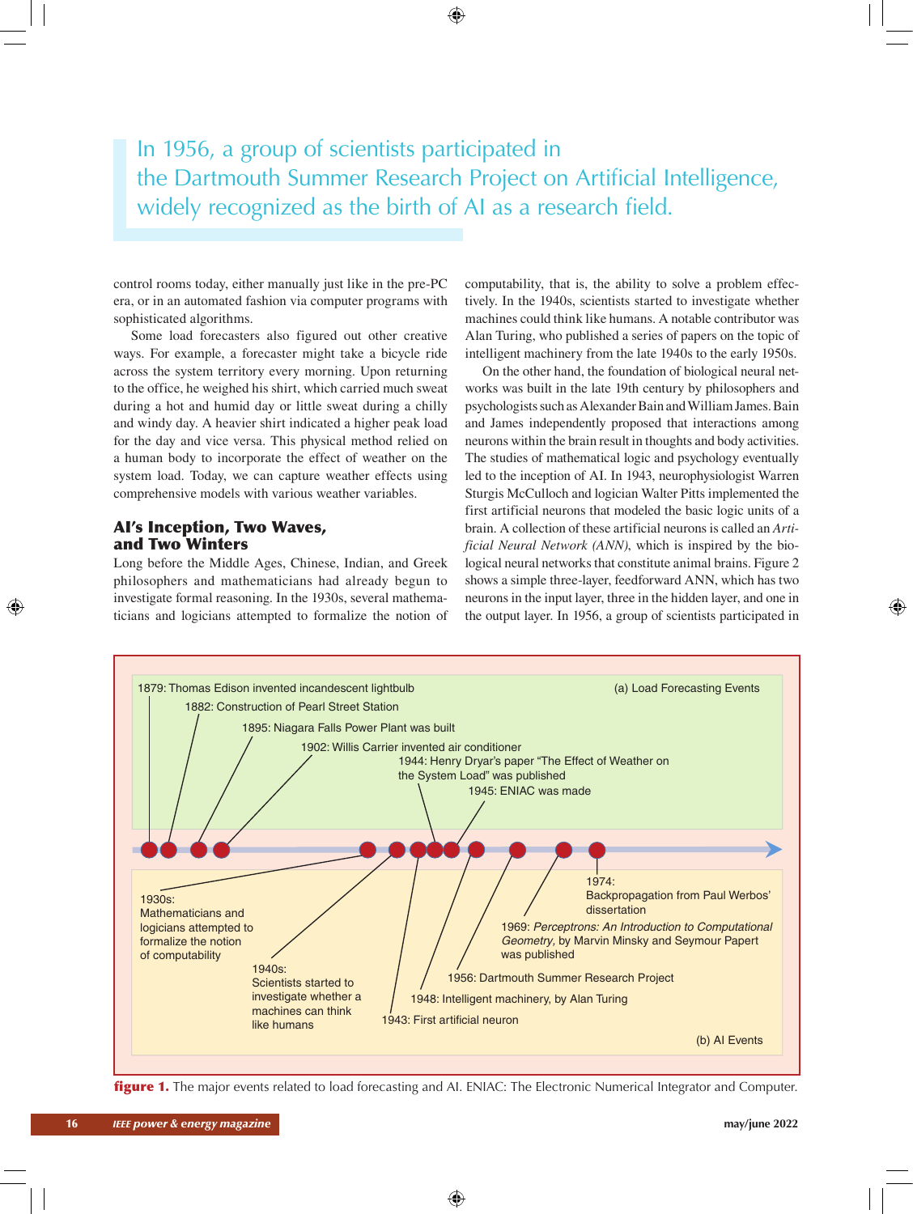> In 1956, a group of scientists participated in the Dartmouth Summer Research Project on Artificial Intelligence, widely recognized as the birth of AI as a research field.

control rooms today, either manually just like in the pre-PC era, or in an automated fashion via computer programs with sophisticated algorithms.

Some load forecasters also figured out other creative ways. For example, a forecaster might take a bicycle ride across the system territory every morning. Upon returning to the office, he weighed his shirt, which carried much sweat during a hot and humid day or little sweat during a chilly and windy day. A heavier shirt indicated a higher peak load for the day and vice versa. This physical method relied on a human body to incorporate the effect of weather on the system load. Today, we can capture weather effects using comprehensive models with various weather variables.

## AI's Inception, Two Waves, and Two Winters

Long before the Middle Ages, Chinese, Indian, and Greek philosophers and mathematicians had already begun to investigate formal reasoning. In the 1930s, several mathematicians and logicians attempted to formalize the notion of computability, that is, the ability to solve a problem effectively. In the 1940s, scientists started to investigate whether machines could think like humans. A notable contributor was Alan Turing, who published a series of papers on the topic of intelligent machinery from the late 1940s to the early 1950s.

On the other hand, the foundation of biological neural networks was built in the late 19th century by philosophers and psychologists such as Alexander Bain and William James. Bain and James independently proposed that interactions among neurons within the brain result in thoughts and body activities. The studies of mathematical logic and psychology eventually led to the inception of AI. In 1943, neurophysiologist Warren Sturgis McCulloch and logician Walter Pitts implemented the first artificial neurons that modeled the basic logic units of a brain. A collection of these artificial neurons is called an *Artificial Neural Network (ANN)*, which is inspired by the biological neural networks that constitute animal brains. Figure 2 shows a simple three-layer, feedforward ANN, which has two neurons in the input layer, three in the hidden layer, and one in the output layer. In 1956, a group of scientists participated in

(a) Load Forecasting Events

- 1879: Thomas Edison invented incandescent lightbulb
- 1882: Construction of Pearl Street Station
- 1895: Niagara Falls Power Plant was built
- 1902: Willis Carrier invented air conditioner
- 1944: Henry Dryar's paper "The Effect of Weather on the System Load" was published
- 1945: ENIAC was made

(b) AI Events

- 1930s: Mathematicians and logicians attempted to formalize the notion of computability
- 1940s: Scientists started to investigate whether a machines can think like humans
- 1943: First artificial neuron
- 1948: Intelligent machinery, by Alan Turing
- 1956: Dartmouth Summer Research Project
- 1969: *Perceptrons: An Introduction to Computational Geometry*, by Marvin Minsky and Seymour Papert was published
- 1974: Backpropagation from Paul Werbos' dissertation

**figure 1.** The major events related to load forecasting and AI. ENIAC: The Electronic Numerical Integrator and Computer.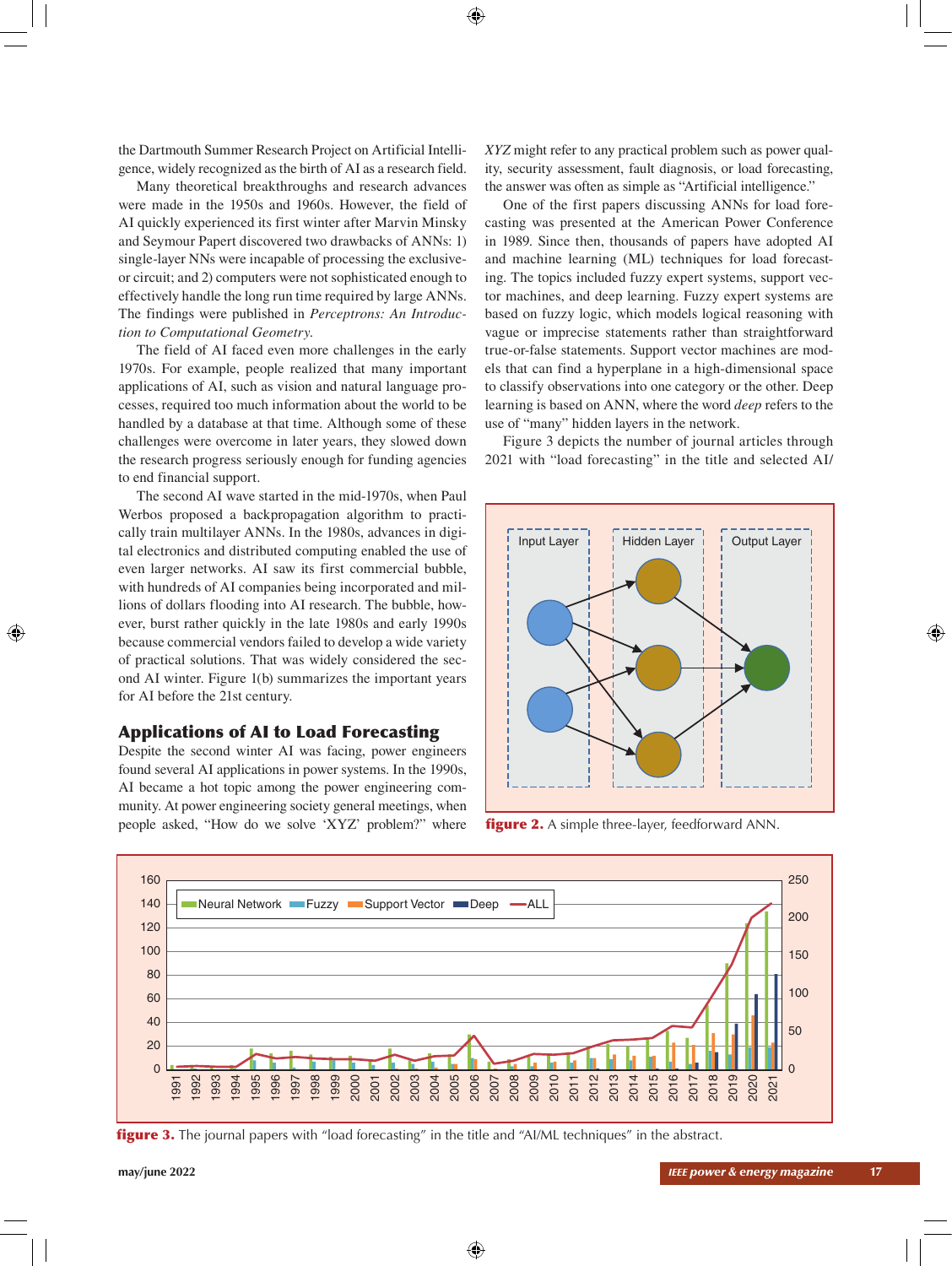the Dartmouth Summer Research Project on Artificial Intelligence, widely recognized as the birth of AI as a research field.

Many theoretical breakthroughs and research advances were made in the 1950s and 1960s. However, the field of AI quickly experienced its first winter after Marvin Minsky and Seymour Papert discovered two drawbacks of ANNs: 1) single-layer NNs were incapable of processing the exclusive-or circuit; and 2) computers were not sophisticated enough to effectively handle the long run time required by large ANNs. The findings were published in *Perceptrons: An Introduction to Computational Geometry*.

The field of AI faced even more challenges in the early 1970s. For example, people realized that many important applications of AI, such as vision and natural language processes, required too much information about the world to be handled by a database at that time. Although some of these challenges were overcome in later years, they slowed down the research progress seriously enough for funding agencies to end financial support.

The second AI wave started in the mid-1970s, when Paul Werbos proposed a backpropagation algorithm to practically train multilayer ANNs. In the 1980s, advances in digital electronics and distributed computing enabled the use of even larger networks. AI saw its first commercial bubble, with hundreds of AI companies being incorporated and millions of dollars flooding into AI research. The bubble, however, burst rather quickly in the late 1980s and early 1990s because commercial vendors failed to develop a wide variety of practical solutions. That was widely considered the second AI winter. Figure 1(b) summarizes the important years for AI before the 21st century.

## Applications of AI to Load Forecasting

Despite the second winter AI was facing, power engineers found several AI applications in power systems. In the 1990s, AI became a hot topic among the power engineering community. At power engineering society general meetings, when people asked, "How do we solve 'XYZ' problem?" where *XYZ* might refer to any practical problem such as power quality, security assessment, fault diagnosis, or load forecasting, the answer was often as simple as "Artificial intelligence."

One of the first papers discussing ANNs for load forecasting was presented at the American Power Conference in 1989. Since then, thousands of papers have adopted AI and machine learning (ML) techniques for load forecasting. The topics included fuzzy expert systems, support vector machines, and deep learning. Fuzzy expert systems are based on fuzzy logic, which models logical reasoning with vague or imprecise statements rather than straightforward true-or-false statements. Support vector machines are models that can find a hyperplane in a high-dimensional space to classify observations into one category or the other. Deep learning is based on ANN, where the word *deep* refers to the use of "many" hidden layers in the network.

Figure 3 depicts the number of journal articles through 2021 with "load forecasting" in the title and selected AI/

**figure 2.** A simple three-layer, feedforward ANN.

**figure 3.** The journal papers with "load forecasting" in the title and "AI/ML techniques" in the abstract.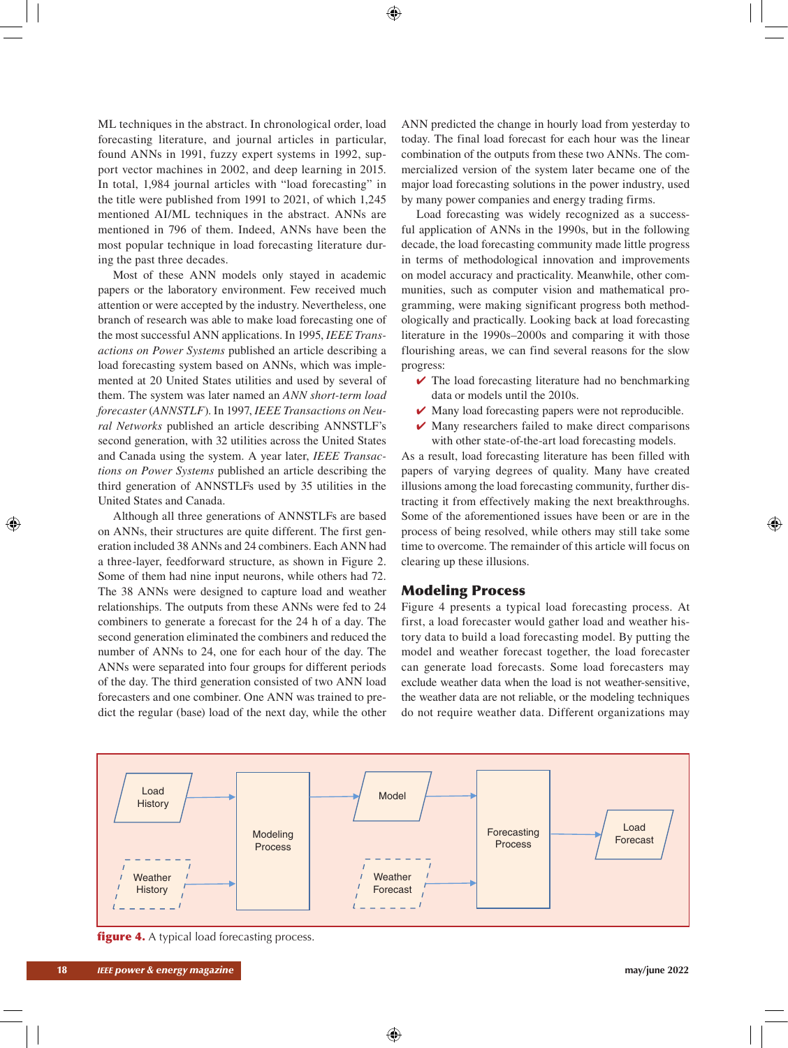ML techniques in the abstract. In chronological order, load forecasting literature, and journal articles in particular, found ANNs in 1991, fuzzy expert systems in 1992, support vector machines in 2002, and deep learning in 2015. In total, 1,984 journal articles with "load forecasting" in the title were published from 1991 to 2021, of which 1,245 mentioned AI/ML techniques in the abstract. ANNs are mentioned in 796 of them. Indeed, ANNs have been the most popular technique in load forecasting literature during the past three decades.

Most of these ANN models only stayed in academic papers or the laboratory environment. Few received much attention or were accepted by the industry. Nevertheless, one branch of research was able to make load forecasting one of the most successful ANN applications. In 1995, *IEEE Transactions on Power Systems* published an article describing a load forecasting system based on ANNs, which was implemented at 20 United States utilities and used by several of them. The system was later named an *ANN short-term load forecaster* (*ANNSTLF*). In 1997, *IEEE Transactions on Neural Networks* published an article describing ANNSTLF's second generation, with 32 utilities across the United States and Canada using the system. A year later, *IEEE Transactions on Power Systems* published an article describing the third generation of ANNSTLFs used by 35 utilities in the United States and Canada.

Although all three generations of ANNSTLFs are based on ANNs, their structures are quite different. The first generation included 38 ANNs and 24 combiners. Each ANN had a three-layer, feedforward structure, as shown in Figure 2. Some of them had nine input neurons, while others had 72. The 38 ANNs were designed to capture load and weather relationships. The outputs from these ANNs were fed to 24 combiners to generate a forecast for the 24 h of a day. The second generation eliminated the combiners and reduced the number of ANNs to 24, one for each hour of the day. The ANNs were separated into four groups for different periods of the day. The third generation consisted of two ANN load forecasters and one combiner. One ANN was trained to predict the regular (base) load of the next day, while the other ANN predicted the change in hourly load from yesterday to today. The final load forecast for each hour was the linear combination of the outputs from these two ANNs. The commercialized version of the system later became one of the major load forecasting solutions in the power industry, used by many power companies and energy trading firms.

Load forecasting was widely recognized as a successful application of ANNs in the 1990s, but in the following decade, the load forecasting community made little progress in terms of methodological innovation and improvements on model accuracy and practicality. Meanwhile, other communities, such as computer vision and mathematical programming, were making significant progress both methodologically and practically. Looking back at load forecasting literature in the 1990s–2000s and comparing it with those flourishing areas, we can find several reasons for the slow progress:

- ✔ The load forecasting literature had no benchmarking data or models until the 2010s.
- ✔ Many load forecasting papers were not reproducible.
- ✔ Many researchers failed to make direct comparisons with other state-of-the-art load forecasting models.

As a result, load forecasting literature has been filled with papers of varying degrees of quality. Many have created illusions among the load forecasting community, further distracting it from effectively making the next breakthroughs. Some of the aforementioned issues have been or are in the process of being resolved, while others may still take some time to overcome. The remainder of this article will focus on clearing up these illusions.

## Modeling Process

Figure 4 presents a typical load forecasting process. At first, a load forecaster would gather load and weather history data to build a load forecasting model. By putting the model and weather forecast together, the load forecaster can generate load forecasts. Some load forecasters may exclude weather data when the load is not weather-sensitive, the weather data are not reliable, or the modeling techniques do not require weather data. Different organizations may

**figure 4.** A typical load forecasting process.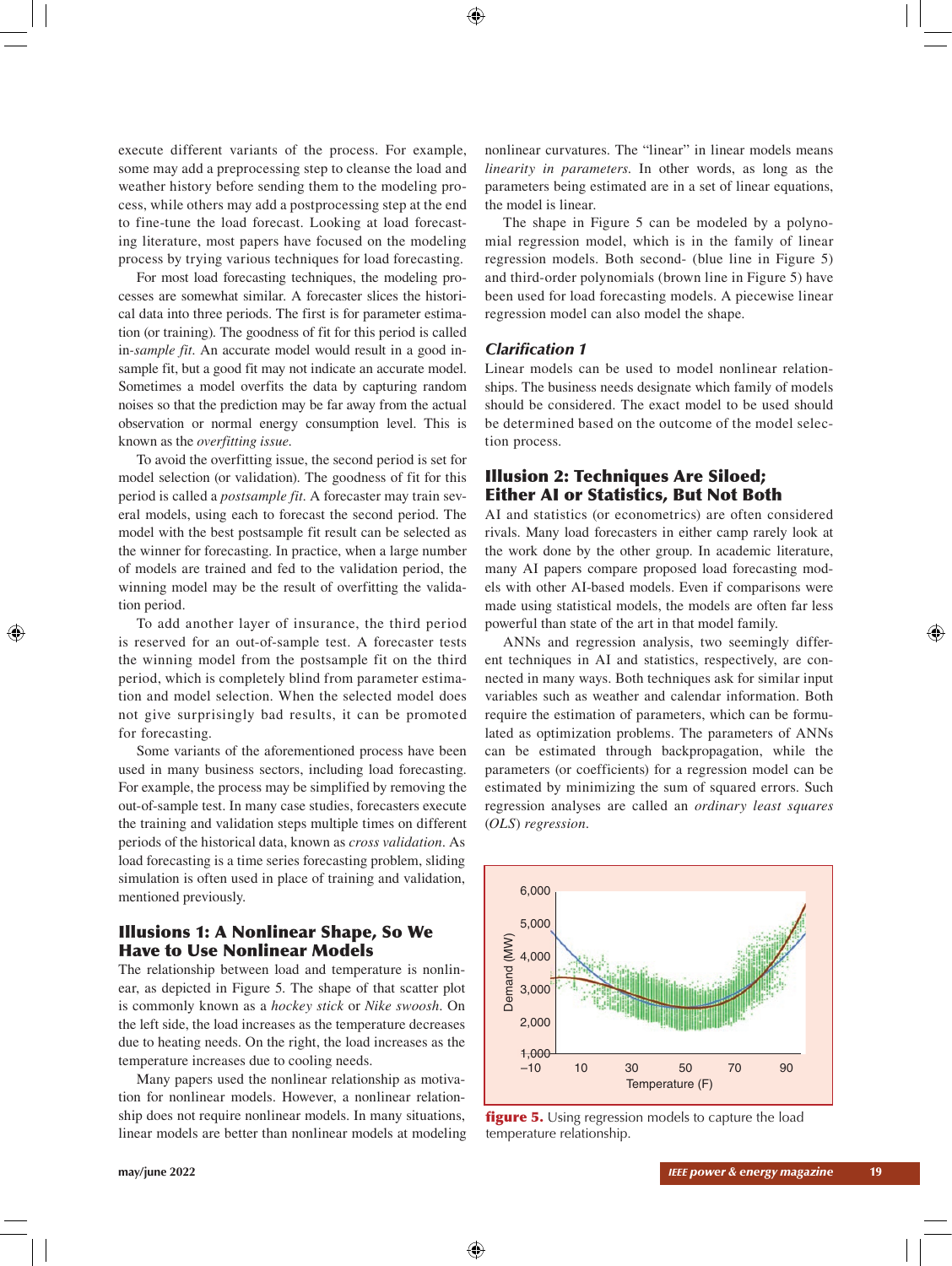execute different variants of the process. For example, some may add a preprocessing step to cleanse the load and weather history before sending them to the modeling process, while others may add a postprocessing step at the end to fine-tune the load forecast. Looking at load forecasting literature, most papers have focused on the modeling process by trying various techniques for load forecasting.

For most load forecasting techniques, the modeling processes are somewhat similar. A forecaster slices the historical data into three periods. The first is for parameter estimation (or training). The goodness of fit for this period is called in-*sample fit*. An accurate model would result in a good in-sample fit, but a good fit may not indicate an accurate model. Sometimes a model overfits the data by capturing random noises so that the prediction may be far away from the actual observation or normal energy consumption level. This is known as the *overfitting issue*.

To avoid the overfitting issue, the second period is set for model selection (or validation). The goodness of fit for this period is called a *postsample fit*. A forecaster may train several models, using each to forecast the second period. The model with the best postsample fit result can be selected as the winner for forecasting. In practice, when a large number of models are trained and fed to the validation period, the winning model may be the result of overfitting the validation period.

To add another layer of insurance, the third period is reserved for an out-of-sample test. A forecaster tests the winning model from the postsample fit on the third period, which is completely blind from parameter estimation and model selection. When the selected model does not give surprisingly bad results, it can be promoted for forecasting.

Some variants of the aforementioned process have been used in many business sectors, including load forecasting. For example, the process may be simplified by removing the out-of-sample test. In many case studies, forecasters execute the training and validation steps multiple times on different periods of the historical data, known as *cross validation*. As load forecasting is a time series forecasting problem, sliding simulation is often used in place of training and validation, mentioned previously.

## Illusions 1: A Nonlinear Shape, So We Have to Use Nonlinear Models

The relationship between load and temperature is nonlinear, as depicted in Figure 5. The shape of that scatter plot is commonly known as a *hockey stick* or *Nike swoosh*. On the left side, the load increases as the temperature decreases due to heating needs. On the right, the load increases as the temperature increases due to cooling needs.

Many papers used the nonlinear relationship as motivation for nonlinear models. However, a nonlinear relationship does not require nonlinear models. In many situations, linear models are better than nonlinear models at modeling nonlinear curvatures. The "linear" in linear models means *linearity in parameters*. In other words, as long as the parameters being estimated are in a set of linear equations, the model is linear.

The shape in Figure 5 can be modeled by a polynomial regression model, which is in the family of linear regression models. Both second- (blue line in Figure 5) and third-order polynomials (brown line in Figure 5) have been used for load forecasting models. A piecewise linear regression model can also model the shape.

### *Clarification 1*

Linear models can be used to model nonlinear relationships. The business needs designate which family of models should be considered. The exact model to be used should be determined based on the outcome of the model selection process.

## Illusion 2: Techniques Are Siloed; Either AI or Statistics, But Not Both

AI and statistics (or econometrics) are often considered rivals. Many load forecasters in either camp rarely look at the work done by the other group. In academic literature, many AI papers compare proposed load forecasting models with other AI-based models. Even if comparisons were made using statistical models, the models are often far less powerful than state of the art in that model family.

ANNs and regression analysis, two seemingly different techniques in AI and statistics, respectively, are connected in many ways. Both techniques ask for similar input variables such as weather and calendar information. Both require the estimation of parameters, which can be formulated as optimization problems. The parameters of ANNs can be estimated through backpropagation, while the parameters (or coefficients) for a regression model can be estimated by minimizing the sum of squared errors. Such regression analyses are called an *ordinary least squares (OLS) regression*.

**figure 5.** Using regression models to capture the load temperature relationship.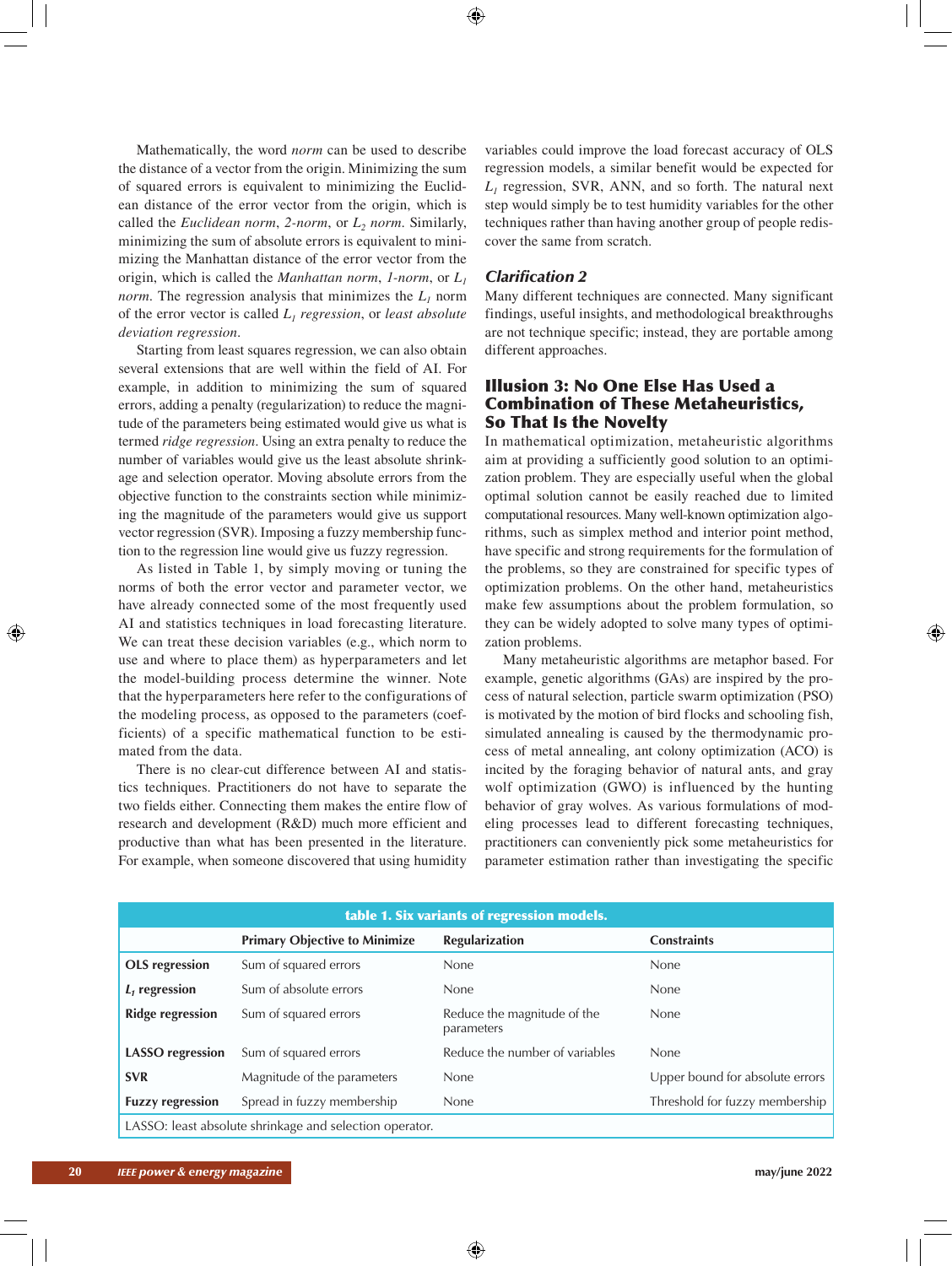Mathematically, the word *norm* can be used to describe the distance of a vector from the origin. Minimizing the sum of squared errors is equivalent to minimizing the Euclidean distance of the error vector from the origin, which is called the *Euclidean norm*, *2-norm*, or $L_2$ *norm*. Similarly, minimizing the sum of absolute errors is equivalent to minimizing the Manhattan distance of the error vector from the origin, which is called the *Manhattan norm*, *1-norm*, or $L_1$ *norm*. The regression analysis that minimizes the $L_1$ norm of the error vector is called $L_1$ *regression*, or *least absolute deviation regression*.

Starting from least squares regression, we can also obtain several extensions that are well within the field of AI. For example, in addition to minimizing the sum of squared errors, adding a penalty (regularization) to reduce the magnitude of the parameters being estimated would give us what is termed *ridge regression*. Using an extra penalty to reduce the number of variables would give us the least absolute shrinkage and selection operator. Moving absolute errors from the objective function to the constraints section while minimizing the magnitude of the parameters would give us support vector regression (SVR). Imposing a fuzzy membership function to the regression line would give us fuzzy regression.

As listed in Table 1, by simply moving or tuning the norms of both the error vector and parameter vector, we have already connected some of the most frequently used AI and statistics techniques in load forecasting literature. We can treat these decision variables (e.g., which norm to use and where to place them) as hyperparameters and let the model-building process determine the winner. Note that the hyperparameters here refer to the configurations of the modeling process, as opposed to the parameters (coefficients) of a specific mathematical function to be estimated from the data.

There is no clear-cut difference between AI and statistics techniques. Practitioners do not have to separate the two fields either. Connecting them makes the entire flow of research and development (R&D) much more efficient and productive than what has been presented in the literature. For example, when someone discovered that using humidity variables could improve the load forecast accuracy of OLS regression models, a similar benefit would be expected for $L_1$ regression, SVR, ANN, and so forth. The natural next step would simply be to test humidity variables for the other techniques rather than having another group of people rediscover the same from scratch.

### Clarification 2

Many different techniques are connected. Many significant findings, useful insights, and methodological breakthroughs are not technique specific; instead, they are portable among different approaches.

## Illusion 3: No One Else Has Used a Combination of These Metaheuristics, So That Is the Novelty

In mathematical optimization, metaheuristic algorithms aim at providing a sufficiently good solution to an optimization problem. They are especially useful when the global optimal solution cannot be easily reached due to limited computational resources. Many well-known optimization algorithms, such as simplex method and interior point method, have specific and strong requirements for the formulation of the problems, so they are constrained for specific types of optimization problems. On the other hand, metaheuristics make few assumptions about the problem formulation, so they can be widely adopted to solve many types of optimization problems.

Many metaheuristic algorithms are metaphor based. For example, genetic algorithms (GAs) are inspired by the process of natural selection, particle swarm optimization (PSO) is motivated by the motion of bird flocks and schooling fish, simulated annealing is caused by the thermodynamic process of metal annealing, ant colony optimization (ACO) is incited by the foraging behavior of natural ants, and gray wolf optimization (GWO) is influenced by the hunting behavior of gray wolves. As various formulations of modeling processes lead to different forecasting techniques, practitioners can conveniently pick some metaheuristics for parameter estimation rather than investigating the specific

**table 1. Six variants of regression models.**

| | Primary Objective to Minimize | Regularization | Constraints |
|---|---|---|---|
| **OLS regression** | Sum of squared errors | None | None |
| **$L_1$ regression** | Sum of absolute errors | None | None |
| **Ridge regression** | Sum of squared errors | Reduce the magnitude of the parameters | None |
| **LASSO regression** | Sum of squared errors | Reduce the number of variables | None |
| **SVR** | Magnitude of the parameters | None | Upper bound for absolute errors |
| **Fuzzy regression** | Spread in fuzzy membership | None | Threshold for fuzzy membership |

LASSO: least absolute shrinkage and selection operator.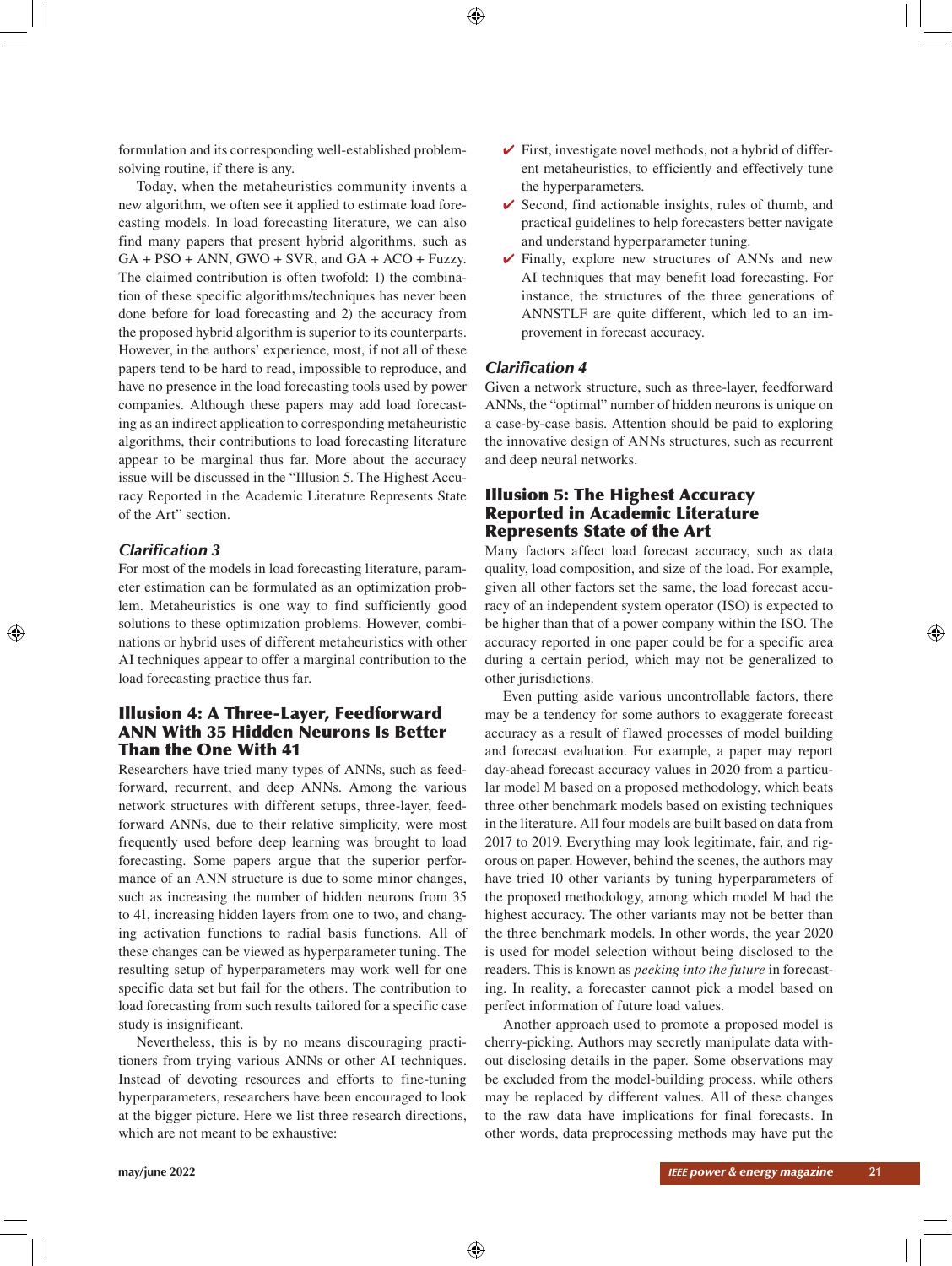formulation and its corresponding well-established problem-solving routine, if there is any.

Today, when the metaheuristics community invents a new algorithm, we often see it applied to estimate load forecasting models. In load forecasting literature, we can also find many papers that present hybrid algorithms, such as GA + PSO + ANN, GWO + SVR, and GA + ACO + Fuzzy. The claimed contribution is often twofold: 1) the combination of these specific algorithms/techniques has never been done before for load forecasting and 2) the accuracy from the proposed hybrid algorithm is superior to its counterparts. However, in the authors' experience, most, if not all of these papers tend to be hard to read, impossible to reproduce, and have no presence in the load forecasting tools used by power companies. Although these papers may add load forecasting as an indirect application to corresponding metaheuristic algorithms, their contributions to load forecasting literature appear to be marginal thus far. More about the accuracy issue will be discussed in the "Illusion 5. The Highest Accuracy Reported in the Academic Literature Represents State of the Art" section.

### *Clarification 3*

For most of the models in load forecasting literature, parameter estimation can be formulated as an optimization problem. Metaheuristics is one way to find sufficiently good solutions to these optimization problems. However, combinations or hybrid uses of different metaheuristics with other AI techniques appear to offer a marginal contribution to the load forecasting practice thus far.

## Illusion 4: A Three-Layer, Feedforward ANN With 35 Hidden Neurons Is Better Than the One With 41

Researchers have tried many types of ANNs, such as feedforward, recurrent, and deep ANNs. Among the various network structures with different setups, three-layer, feedforward ANNs, due to their relative simplicity, were most frequently used before deep learning was brought to load forecasting. Some papers argue that the superior performance of an ANN structure is due to some minor changes, such as increasing the number of hidden neurons from 35 to 41, increasing hidden layers from one to two, and changing activation functions to radial basis functions. All of these changes can be viewed as hyperparameter tuning. The resulting setup of hyperparameters may work well for one specific data set but fail for the others. The contribution to load forecasting from such results tailored for a specific case study is insignificant.

Nevertheless, this is by no means discouraging practitioners from trying various ANNs or other AI techniques. Instead of devoting resources and efforts to fine-tuning hyperparameters, researchers have been encouraged to look at the bigger picture. Here we list three research directions, which are not meant to be exhaustive:

- ✔ First, investigate novel methods, not a hybrid of different metaheuristics, to efficiently and effectively tune the hyperparameters.
- ✔ Second, find actionable insights, rules of thumb, and practical guidelines to help forecasters better navigate and understand hyperparameter tuning.
- ✔ Finally, explore new structures of ANNs and new AI techniques that may benefit load forecasting. For instance, the structures of the three generations of ANNSTLF are quite different, which led to an improvement in forecast accuracy.

### *Clarification 4*

Given a network structure, such as three-layer, feedforward ANNs, the "optimal" number of hidden neurons is unique on a case-by-case basis. Attention should be paid to exploring the innovative design of ANNs structures, such as recurrent and deep neural networks.

## Illusion 5: The Highest Accuracy Reported in Academic Literature Represents State of the Art

Many factors affect load forecast accuracy, such as data quality, load composition, and size of the load. For example, given all other factors set the same, the load forecast accuracy of an independent system operator (ISO) is expected to be higher than that of a power company within the ISO. The accuracy reported in one paper could be for a specific area during a certain period, which may not be generalized to other jurisdictions.

Even putting aside various uncontrollable factors, there may be a tendency for some authors to exaggerate forecast accuracy as a result of flawed processes of model building and forecast evaluation. For example, a paper may report day-ahead forecast accuracy values in 2020 from a particular model M based on a proposed methodology, which beats three other benchmark models based on existing techniques in the literature. All four models are built based on data from 2017 to 2019. Everything may look legitimate, fair, and rigorous on paper. However, behind the scenes, the authors may have tried 10 other variants by tuning hyperparameters of the proposed methodology, among which model M had the highest accuracy. The other variants may not be better than the three benchmark models. In other words, the year 2020 is used for model selection without being disclosed to the readers. This is known as *peeking into the future* in forecasting. In reality, a forecaster cannot pick a model based on perfect information of future load values.

Another approach used to promote a proposed model is cherry-picking. Authors may secretly manipulate data without disclosing details in the paper. Some observations may be excluded from the model-building process, while others may be replaced by different values. All of these changes to the raw data have implications for final forecasts. In other words, data preprocessing methods may have put the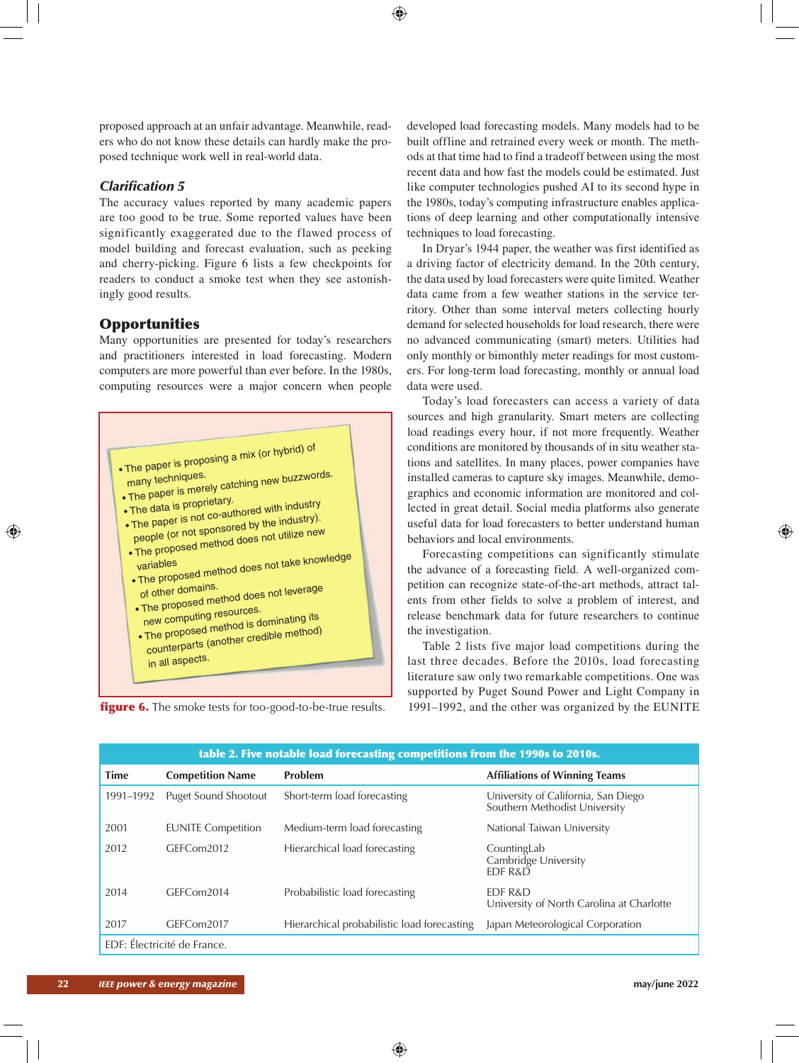proposed approach at an unfair advantage. Meanwhile, readers who do not know these details can hardly make the proposed technique work well in real-world data.

### Clarification 5

The accuracy values reported by many academic papers are too good to be true. Some reported values have been significantly exaggerated due to the flawed process of model building and forecast evaluation, such as peeking and cherry-picking. Figure 6 lists a few checkpoints for readers to conduct a smoke test when they see astonishingly good results.

- The paper is proposing a mix (or hybrid) of many techniques.
- The paper is merely catching new buzzwords.
- The data is proprietary.
- The paper is not co-authored with industry people (or not sponsored by the industry).
- The proposed method does not utilize new variables
- The proposed method does not take knowledge of other domains.
- The proposed method does not leverage new computing resources.
- The proposed method is dominating its counterparts (another credible method) in all aspects.

**figure 6.** The smoke tests for too-good-to-be-true results.

## Opportunities

Many opportunities are presented for today's researchers and practitioners interested in load forecasting. Modern computers are more powerful than ever before. In the 1980s, computing resources were a major concern when people developed load forecasting models. Many models had to be built offline and retrained every week or month. The methods at that time had to find a tradeoff between using the most recent data and how fast the models could be estimated. Just like computer technologies pushed AI to its second hype in the 1980s, today's computing infrastructure enables applications of deep learning and other computationally intensive techniques to load forecasting.

In Dryar's 1944 paper, the weather was first identified as a driving factor of electricity demand. In the 20th century, the data used by load forecasters were quite limited. Weather data came from a few weather stations in the service territory. Other than some interval meters collecting hourly demand for selected households for load research, there were no advanced communicating (smart) meters. Utilities had only monthly or bimonthly meter readings for most customers. For long-term load forecasting, monthly or annual load data were used.

Today's load forecasters can access a variety of data sources and high granularity. Smart meters are collecting load readings every hour, if not more frequently. Weather conditions are monitored by thousands of in situ weather stations and satellites. In many places, power companies have installed cameras to capture sky images. Meanwhile, demographics and economic information are monitored and collected in great detail. Social media platforms also generate useful data for load forecasters to better understand human behaviors and local environments.

Forecasting competitions can significantly stimulate the advance of a forecasting field. A well-organized competition can recognize state-of-the-art methods, attract talents from other fields to solve a problem of interest, and release benchmark data for future researchers to continue the investigation.

Table 2 lists five major load competitions during the last three decades. Before the 2010s, load forecasting literature saw only two remarkable competitions. One was supported by Puget Sound Power and Light Company in 1991–1992, and the other was organized by the EUNITE

**table 2. Five notable load forecasting competitions from the 1990s to 2010s.**

| Time | Competition Name | Problem | Affiliations of Winning Teams |
|---|---|---|---|
| 1991–1992 | Puget Sound Shootout | Short-term load forecasting | University of California, San Diego<br>Southern Methodist University |
| 2001 | EUNITE Competition | Medium-term load forecasting | National Taiwan University |
| 2012 | GEFCom2012 | Hierarchical load forecasting | CountingLab<br>Cambridge University<br>EDF R&D |
| 2014 | GEFCom2014 | Probabilistic load forecasting | EDF R&D<br>University of North Carolina at Charlotte |
| 2017 | GEFCom2017 | Hierarchical probabilistic load forecasting | Japan Meteorological Corporation |

EDF: Électricité de France.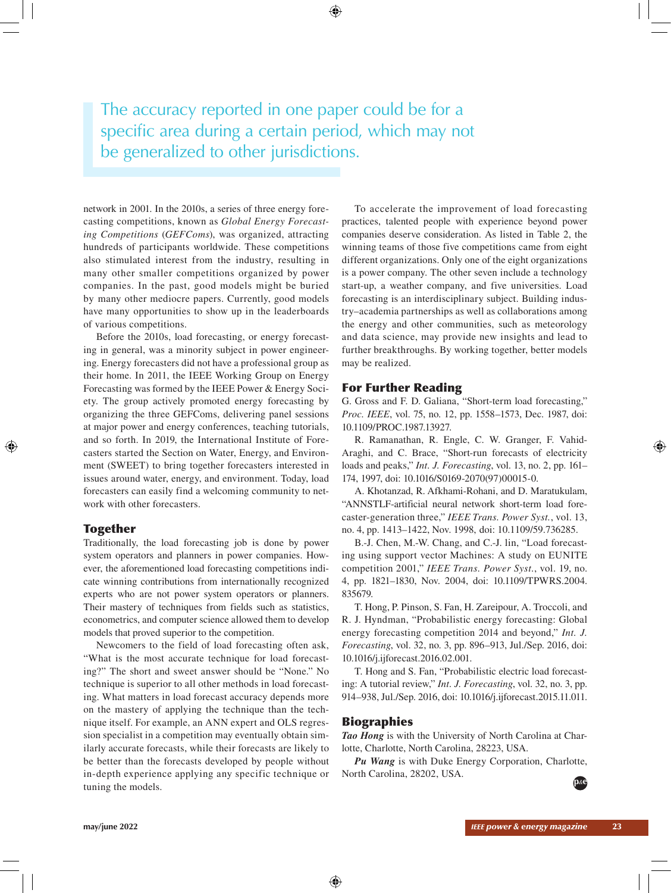> The accuracy reported in one paper could be for a specific area during a certain period, which may not be generalized to other jurisdictions.

network in 2001. In the 2010s, a series of three energy forecasting competitions, known as *Global Energy Forecasting Competitions* (*GEFComs*), was organized, attracting hundreds of participants worldwide. These competitions also stimulated interest from the industry, resulting in many other smaller competitions organized by power companies. In the past, good models might be buried by many other mediocre papers. Currently, good models have many opportunities to show up in the leaderboards of various competitions.

Before the 2010s, load forecasting, or energy forecasting in general, was a minority subject in power engineering. Energy forecasters did not have a professional group as their home. In 2011, the IEEE Working Group on Energy Forecasting was formed by the IEEE Power & Energy Society. The group actively promoted energy forecasting by organizing the three GEFComs, delivering panel sessions at major power and energy conferences, teaching tutorials, and so forth. In 2019, the International Institute of Forecasters started the Section on Water, Energy, and Environment (SWEET) to bring together forecasters interested in issues around water, energy, and environment. Today, load forecasters can easily find a welcoming community to network with other forecasters.

## Together

Traditionally, the load forecasting job is done by power system operators and planners in power companies. However, the aforementioned load forecasting competitions indicate winning contributions from internationally recognized experts who are not power system operators or planners. Their mastery of techniques from fields such as statistics, econometrics, and computer science allowed them to develop models that proved superior to the competition.

Newcomers to the field of load forecasting often ask, "What is the most accurate technique for load forecasting?" The short and sweet answer should be "None." No technique is superior to all other methods in load forecasting. What matters in load forecast accuracy depends more on the mastery of applying the technique than the technique itself. For example, an ANN expert and OLS regression specialist in a competition may eventually obtain similarly accurate forecasts, while their forecasts are likely to be better than the forecasts developed by people without in-depth experience applying any specific technique or tuning the models.

To accelerate the improvement of load forecasting practices, talented people with experience beyond power companies deserve consideration. As listed in Table 2, the winning teams of those five competitions came from eight different organizations. Only one of the eight organizations is a power company. The other seven include a technology start-up, a weather company, and five universities. Load forecasting is an interdisciplinary subject. Building industry–academia partnerships as well as collaborations among the energy and other communities, such as meteorology and data science, may provide new insights and lead to further breakthroughs. By working together, better models may be realized.

## For Further Reading

G. Gross and F. D. Galiana, "Short-term load forecasting," *Proc. IEEE*, vol. 75, no. 12, pp. 1558–1573, Dec. 1987, doi: 10.1109/PROC.1987.13927.

R. Ramanathan, R. Engle, C. W. Granger, F. Vahid-Araghi, and C. Brace, "Short-run forecasts of electricity loads and peaks," *Int. J. Forecasting*, vol. 13, no. 2, pp. 161–174, 1997, doi: 10.1016/S0169-2070(97)00015-0.

A. Khotanzad, R. Afkhami-Rohani, and D. Maratukulam, "ANNSTLF-artificial neural network short-term load forecaster-generation three," *IEEE Trans. Power Syst.*, vol. 13, no. 4, pp. 1413–1422, Nov. 1998, doi: 10.1109/59.736285.

B.-J. Chen, M.-W. Chang, and C.-J. lin, "Load forecasting using support vector Machines: A study on EUNITE competition 2001," *IEEE Trans. Power Syst.*, vol. 19, no. 4, pp. 1821–1830, Nov. 2004, doi: 10.1109/TPWRS.2004.835679.

T. Hong, P. Pinson, S. Fan, H. Zareipour, A. Troccoli, and R. J. Hyndman, "Probabilistic energy forecasting: Global energy forecasting competition 2014 and beyond," *Int. J. Forecasting*, vol. 32, no. 3, pp. 896–913, Jul./Sep. 2016, doi: 10.1016/j.ijforecast.2016.02.001.

T. Hong and S. Fan, "Probabilistic electric load forecasting: A tutorial review," *Int. J. Forecasting*, vol. 32, no. 3, pp. 914–938, Jul./Sep. 2016, doi: 10.1016/j.ijforecast.2015.11.011.

## Biographies

***Tao Hong*** is with the University of North Carolina at Charlotte, Charlotte, North Carolina, 28223, USA.

***Pu Wang*** is with Duke Energy Corporation, Charlotte, North Carolina, 28202, USA.